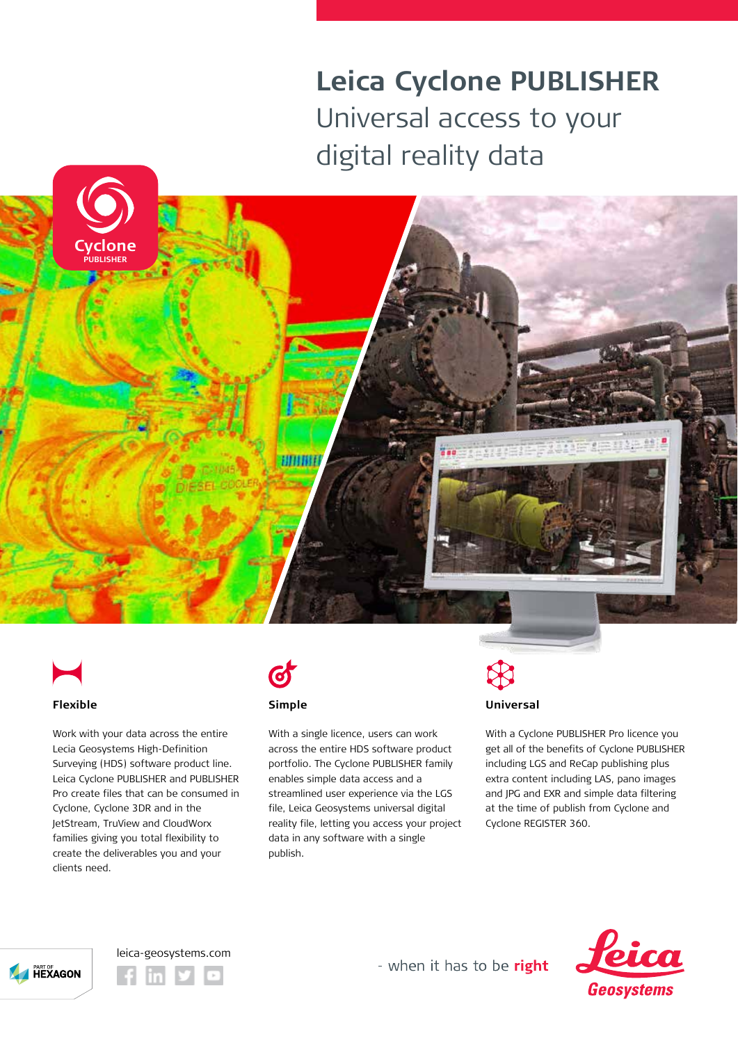# Leica Cyclone PUBLISHER

## Universal access to your digital reality data

### Flexible

Work with your data across the entire Lecia Geosystems High-Definition Surveying (HDS) software product line. Leica Cyclone PUBLISHER and PUBLISHER Pro create files that can be consumed in Cyclone, Cyclone 3DR and in the JetStream, TruView and CloudWorx families giving you total flexibility to create the deliverables you and your clients need.

### Simple

With a single licence, users can work across the entire HDS software product portfolio. The Cyclone PUBLISHER family enables simple data access and a streamlined user experience via the LGS file, Leica Geosystems universal digital reality file, letting you access your project data in any software with a single publish.

### Universal

With a Cyclone PUBLISHER Pro licence you get all of the benefits of Cyclone PUBLISHER including LGS and ReCap publishing plus extra content including LAS, pano images and JPG and EXR and simple data filtering at the time of publish from Cyclone and Cyclone REGISTER 360.

leica-geosystems.com

- when it has to be **right**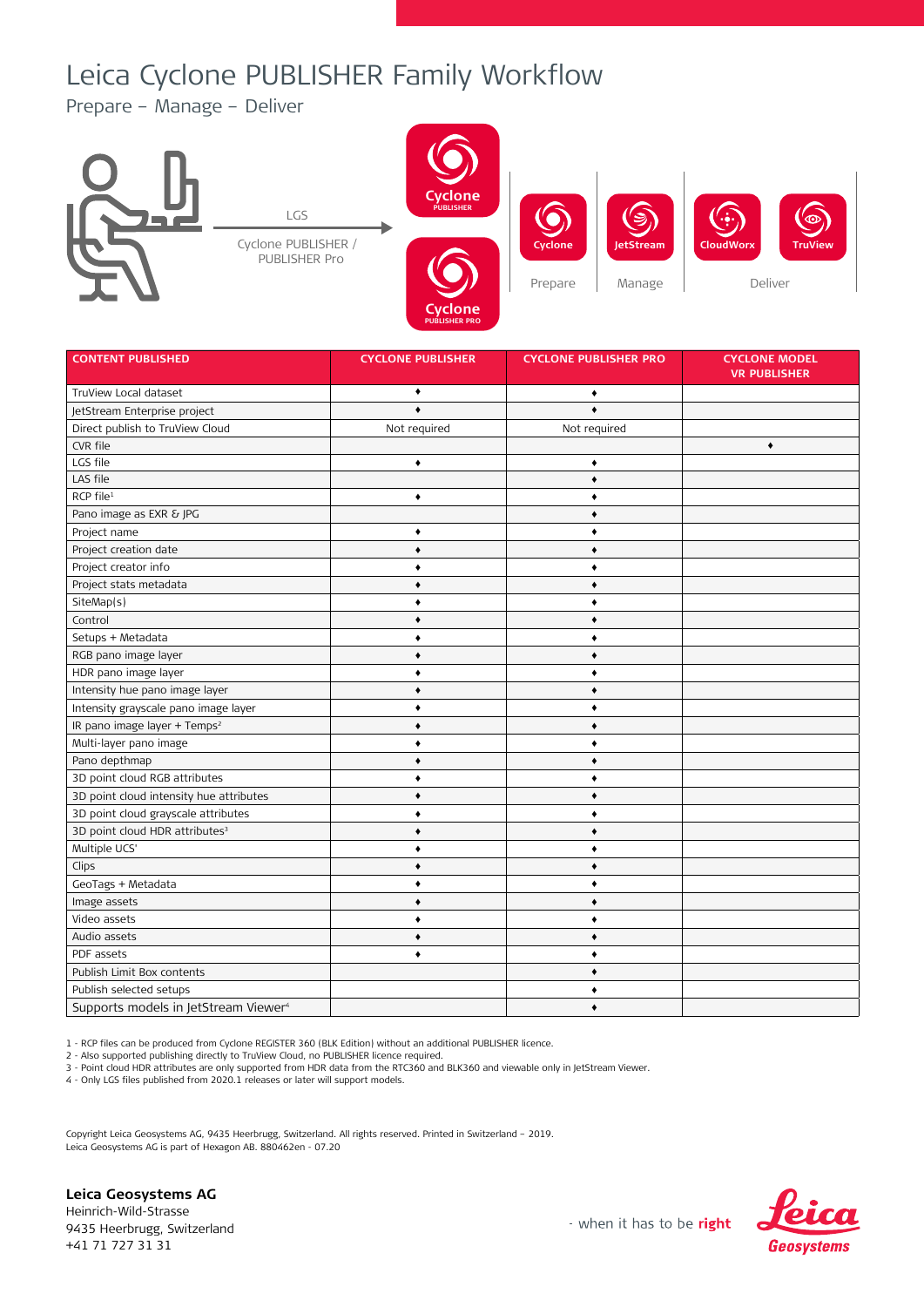# Leica Cyclone PUBLISHER Family Workflow

Prepare – Manage – Deliver

LGS

Cyclone PUBLISHER / PUBLISHER Pro

Cyclone PUBLISHER

Cyclone PUBLISHER PRO

Cyclone — Prepare

JetStream — Manage

CloudWorx, TruView — Deliver

| CONTENT PUBLISHED | CYCLONE PUBLISHER | CYCLONE PUBLISHER PRO | CYCLONE MODEL VR PUBLISHER |
|---|---|---|---|
| TruView Local dataset | ♦ | ♦ | |
| JetStream Enterprise project | ♦ | ♦ | |
| Direct publish to TruView Cloud | Not required | Not required | |
| CVR file | | | ♦ |
| LGS file | ♦ | ♦ | |
| LAS file | | ♦ | |
| RCP file[1] | ♦ | ♦ | |
| Pano image as EXR & JPG | | ♦ | |
| Project name | ♦ | ♦ | |
| Project creation date | ♦ | ♦ | |
| Project creator info | ♦ | ♦ | |
| Project stats metadata | ♦ | ♦ | |
| SiteMap(s) | ♦ | ♦ | |
| Control | ♦ | ♦ | |
| Setups + Metadata | ♦ | ♦ | |
| RGB pano image layer | ♦ | ♦ | |
| HDR pano image layer | ♦ | ♦ | |
| Intensity hue pano image layer | ♦ | ♦ | |
| Intensity grayscale pano image layer | ♦ | ♦ | |
| IR pano image layer + Temps[2] | ♦ | ♦ | |
| Multi-layer pano image | ♦ | ♦ | |
| Pano depthmap | ♦ | ♦ | |
| 3D point cloud RGB attributes | ♦ | ♦ | |
| 3D point cloud intensity hue attributes | ♦ | ♦ | |
| 3D point cloud grayscale attributes | ♦ | ♦ | |
| 3D point cloud HDR attributes[3] | ♦ | ♦ | |
| Multiple UCS' | ♦ | ♦ | |
| Clips | ♦ | ♦ | |
| GeoTags + Metadata | ♦ | ♦ | |
| Image assets | ♦ | ♦ | |
| Video assets | ♦ | ♦ | |
| Audio assets | ♦ | ♦ | |
| PDF assets | ♦ | ♦ | |
| Publish Limit Box contents | | ♦ | |
| Publish selected setups | | ♦ | |
| Supports models in JetStream Viewer[4] | | ♦ | |

1 - RCP files can be produced from Cyclone REGISTER 360 (BLK Edition) without an additional PUBLISHER licence.
2 - Also supported publishing directly to TruView Cloud, no PUBLISHER licence required.
3 - Point cloud HDR attributes are only supported from HDR data from the RTC360 and BLK360 and viewable only in JetStream Viewer.
4 - Only LGS files published from 2020.1 releases or later will support models.

Copyright Leica Geosystems AG, 9435 Heerbrugg, Switzerland. All rights reserved. Printed in Switzerland – 2019.
Leica Geosystems AG is part of Hexagon AB. 880462en - 07.20

**Leica Geosystems AG**
Heinrich-Wild-Strasse
9435 Heerbrugg, Switzerland
+41 71 727 31 31

- when it has to be **right**

Leica Geosystems